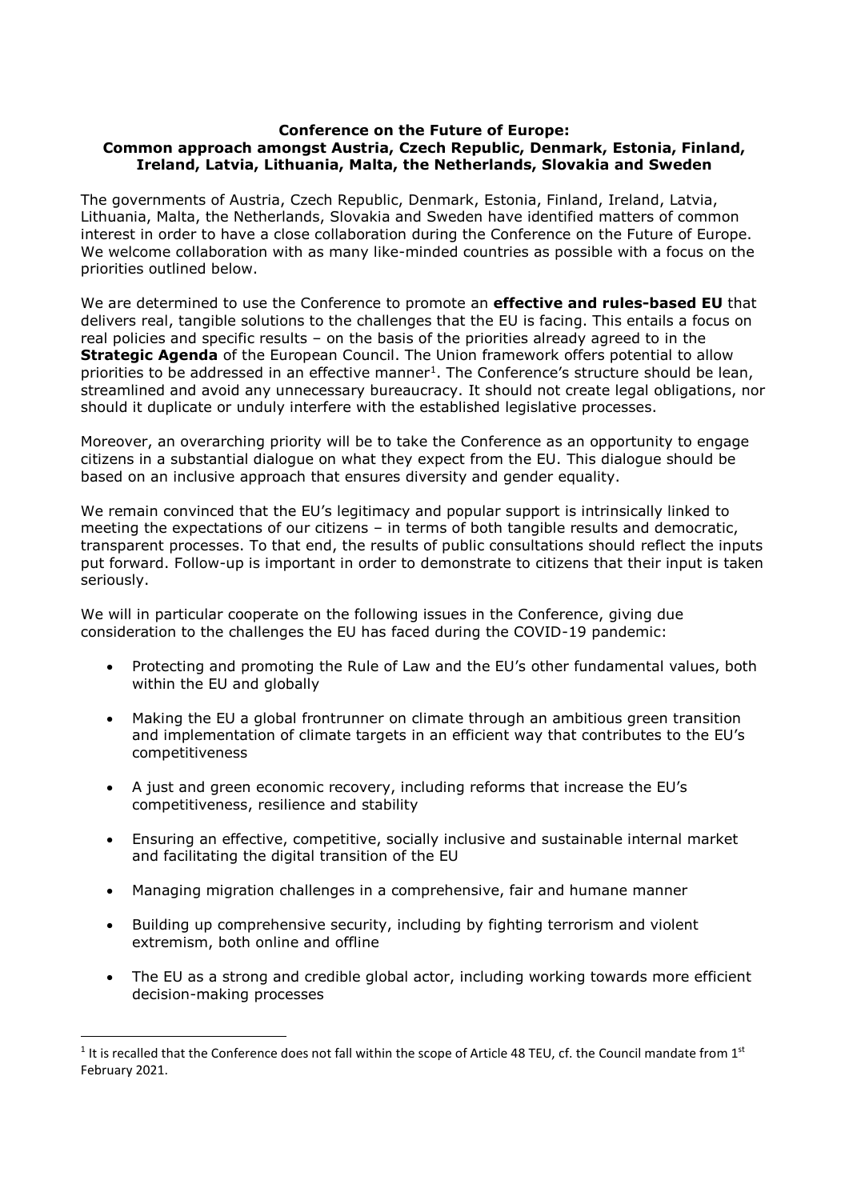**Conference on the Future of Europe:**
**Common approach amongst Austria, Czech Republic, Denmark, Estonia, Finland, Ireland, Latvia, Lithuania, Malta, the Netherlands, Slovakia and Sweden**

The governments of Austria, Czech Republic, Denmark, Estonia, Finland, Ireland, Latvia, Lithuania, Malta, the Netherlands, Slovakia and Sweden have identified matters of common interest in order to have a close collaboration during the Conference on the Future of Europe. We welcome collaboration with as many like-minded countries as possible with a focus on the priorities outlined below.

We are determined to use the Conference to promote an **effective and rules-based EU** that delivers real, tangible solutions to the challenges that the EU is facing. This entails a focus on real policies and specific results – on the basis of the priorities already agreed to in the **Strategic Agenda** of the European Council. The Union framework offers potential to allow priorities to be addressed in an effective manner[1]. The Conference's structure should be lean, streamlined and avoid any unnecessary bureaucracy. It should not create legal obligations, nor should it duplicate or unduly interfere with the established legislative processes.

Moreover, an overarching priority will be to take the Conference as an opportunity to engage citizens in a substantial dialogue on what they expect from the EU. This dialogue should be based on an inclusive approach that ensures diversity and gender equality.

We remain convinced that the EU's legitimacy and popular support is intrinsically linked to meeting the expectations of our citizens – in terms of both tangible results and democratic, transparent processes. To that end, the results of public consultations should reflect the inputs put forward. Follow-up is important in order to demonstrate to citizens that their input is taken seriously.

We will in particular cooperate on the following issues in the Conference, giving due consideration to the challenges the EU has faced during the COVID-19 pandemic:

- Protecting and promoting the Rule of Law and the EU's other fundamental values, both within the EU and globally
- Making the EU a global frontrunner on climate through an ambitious green transition and implementation of climate targets in an efficient way that contributes to the EU's competitiveness
- A just and green economic recovery, including reforms that increase the EU's competitiveness, resilience and stability
- Ensuring an effective, competitive, socially inclusive and sustainable internal market and facilitating the digital transition of the EU
- Managing migration challenges in a comprehensive, fair and humane manner
- Building up comprehensive security, including by fighting terrorism and violent extremism, both online and offline
- The EU as a strong and credible global actor, including working towards more efficient decision-making processes

[1] It is recalled that the Conference does not fall within the scope of Article 48 TEU, cf. the Council mandate from 1st February 2021.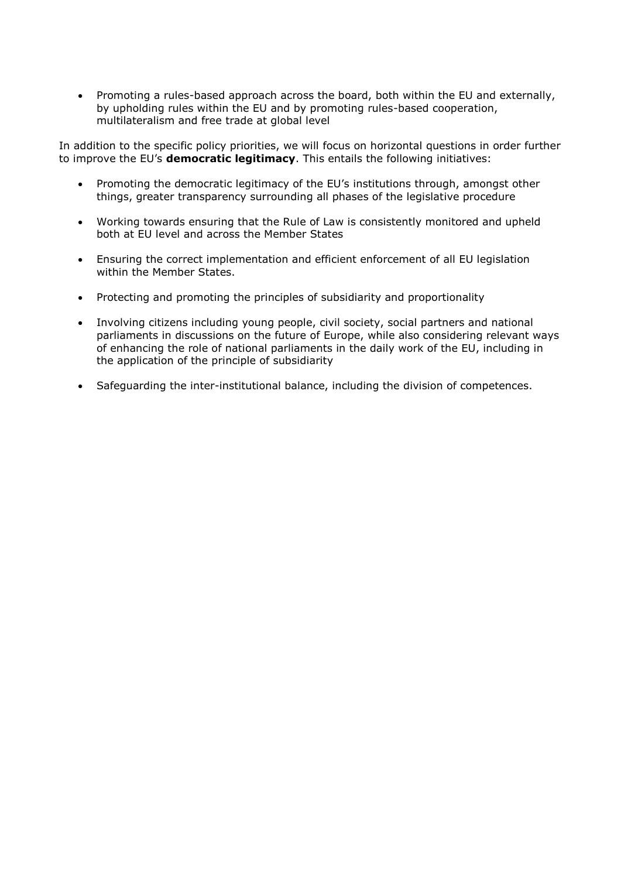- Promoting a rules-based approach across the board, both within the EU and externally, by upholding rules within the EU and by promoting rules-based cooperation, multilateralism and free trade at global level

In addition to the specific policy priorities, we will focus on horizontal questions in order further to improve the EU's **democratic legitimacy**. This entails the following initiatives:

- Promoting the democratic legitimacy of the EU's institutions through, amongst other things, greater transparency surrounding all phases of the legislative procedure

- Working towards ensuring that the Rule of Law is consistently monitored and upheld both at EU level and across the Member States

- Ensuring the correct implementation and efficient enforcement of all EU legislation within the Member States.

- Protecting and promoting the principles of subsidiarity and proportionality

- Involving citizens including young people, civil society, social partners and national parliaments in discussions on the future of Europe, while also considering relevant ways of enhancing the role of national parliaments in the daily work of the EU, including in the application of the principle of subsidiarity

- Safeguarding the inter-institutional balance, including the division of competences.